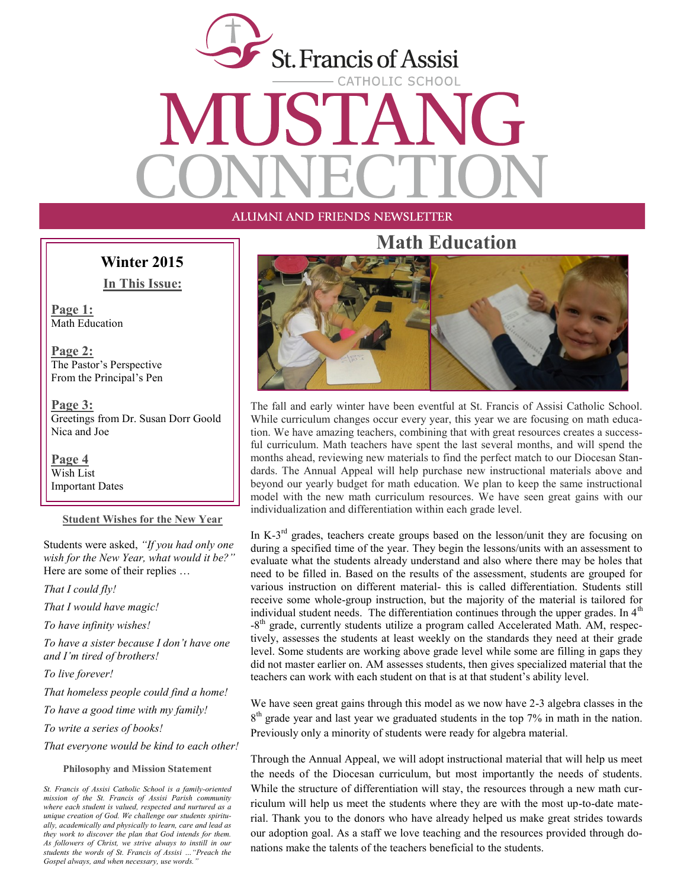# St. Francis of Assisi Catholic School

# MUSTANG CONNECTION

ALUMNI AND FRIENDS NEWSLETTER

## Winter 2015

**In This Issue:**

**Page 1:**
Math Education

**Page 2:**
The Pastor's Perspective
From the Principal's Pen

**Page 3:**
Greetings from Dr. Susan Dorr Goold
Nica and Joe

**Page 4**
Wish List
Important Dates

### Student Wishes for the New Year

Students were asked, *"If you had only one wish for the New Year, what would it be?"* Here are some of their replies …

*That I could fly!*

*That I would have magic!*

*To have infinity wishes!*

*To have a sister because I don't have one and I'm tired of brothers!*

*To live forever!*

*That homeless people could find a home!*

*To have a good time with my family!*

*To write a series of books!*

*That everyone would be kind to each other!*

### Philosophy and Mission Statement

*St. Francis of Assisi Catholic School is a family-oriented mission of the St. Francis of Assisi Parish community where each student is valued, respected and nurtured as a unique creation of God. We challenge our students spiritually, academically and physically to learn, care and lead as they work to discover the plan that God intends for them. As followers of Christ, we strive always to instill in our students the words of St. Francis of Assisi …"Preach the Gospel always, and when necessary, use words."*

## Math Education

The fall and early winter have been eventful at St. Francis of Assisi Catholic School. While curriculum changes occur every year, this year we are focusing on math education. We have amazing teachers, combining that with great resources creates a successful curriculum. Math teachers have spent the last several months, and will spend the months ahead, reviewing new materials to find the perfect match to our Diocesan Standards. The Annual Appeal will help purchase new instructional materials above and beyond our yearly budget for math education. We plan to keep the same instructional model with the new math curriculum resources. We have seen great gains with our individualization and differentiation within each grade level.

In K-3rd grades, teachers create groups based on the lesson/unit they are focusing on during a specified time of the year. They begin the lessons/units with an assessment to evaluate what the students already understand and also where there may be holes that need to be filled in. Based on the results of the assessment, students are grouped for various instruction on different material- this is called differentiation. Students still receive some whole-group instruction, but the majority of the material is tailored for individual student needs. The differentiation continues through the upper grades. In 4th -8th grade, currently students utilize a program called Accelerated Math. AM, respectively, assesses the students at least weekly on the standards they need at their grade level. Some students are working above grade level while some are filling in gaps they did not master earlier on. AM assesses students, then gives specialized material that the teachers can work with each student on that is at that student's ability level.

We have seen great gains through this model as we now have 2-3 algebra classes in the 8th grade year and last year we graduated students in the top 7% in math in the nation. Previously only a minority of students were ready for algebra material.

Through the Annual Appeal, we will adopt instructional material that will help us meet the needs of the Diocesan curriculum, but most importantly the needs of students. While the structure of differentiation will stay, the resources through a new math curriculum will help us meet the students where they are with the most up-to-date material. Thank you to the donors who have already helped us make great strides towards our adoption goal. As a staff we love teaching and the resources provided through donations make the talents of the teachers beneficial to the students.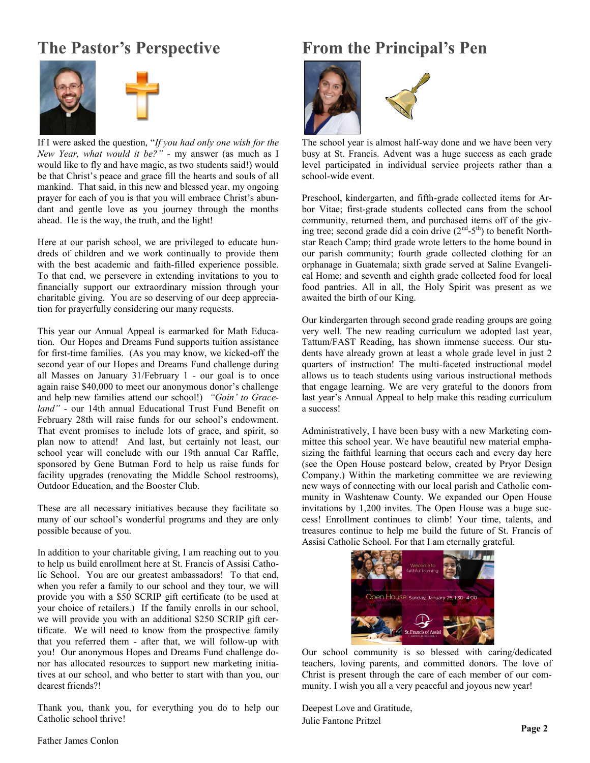## The Pastor's Perspective

If I were asked the question, "*If you had only one wish for the New Year, what would it be?*" - my answer (as much as I would like to fly and have magic, as two students said!) would be that Christ's peace and grace fill the hearts and souls of all mankind. That said, in this new and blessed year, my ongoing prayer for each of you is that you will embrace Christ's abundant and gentle love as you journey through the months ahead. He is the way, the truth, and the light!

Here at our parish school, we are privileged to educate hundreds of children and we work continually to provide them with the best academic and faith-filled experience possible. To that end, we persevere in extending invitations to you to financially support our extraordinary mission through your charitable giving. You are so deserving of our deep appreciation for prayerfully considering our many requests.

This year our Annual Appeal is earmarked for Math Education. Our Hopes and Dreams Fund supports tuition assistance for first-time families. (As you may know, we kicked-off the second year of our Hopes and Dreams Fund challenge during all Masses on January 31/February 1 - our goal is to once again raise $40,000 to meet our anonymous donor's challenge and help new families attend our school!) *"Goin' to Graceland"* - our 14th annual Educational Trust Fund Benefit on February 28th will raise funds for our school's endowment. That event promises to include lots of grace, and spirit, so plan now to attend! And last, but certainly not least, our school year will conclude with our 19th annual Car Raffle, sponsored by Gene Butman Ford to help us raise funds for facility upgrades (renovating the Middle School restrooms), Outdoor Education, and the Booster Club.

These are all necessary initiatives because they facilitate so many of our school's wonderful programs and they are only possible because of you.

In addition to your charitable giving, I am reaching out to you to help us build enrollment here at St. Francis of Assisi Catholic School. You are our greatest ambassadors! To that end, when you refer a family to our school and they tour, we will provide you with a $50 SCRIP gift certificate (to be used at your choice of retailers.) If the family enrolls in our school, we will provide you with an additional $250 SCRIP gift certificate. We will need to know from the prospective family that you referred them - after that, we will follow-up with you! Our anonymous Hopes and Dreams Fund challenge donor has allocated resources to support new marketing initiatives at our school, and who better to start with than you, our dearest friends?!

Thank you, thank you, for everything you do to help our Catholic school thrive!

Father James Conlon

## From the Principal's Pen

The school year is almost half-way done and we have been very busy at St. Francis. Advent was a huge success as each grade level participated in individual service projects rather than a school-wide event.

Preschool, kindergarten, and fifth-grade collected items for Arbor Vitae; first-grade students collected cans from the school community, returned them, and purchased items off of the giving tree; second grade did a coin drive ($2^{nd}$-$5^{th}$) to benefit Northstar Reach Camp; third grade wrote letters to the home bound in our parish community; fourth grade collected clothing for an orphanage in Guatemala; sixth grade served at Saline Evangelical Home; and seventh and eighth grade collected food for local food pantries. All in all, the Holy Spirit was present as we awaited the birth of our King.

Our kindergarten through second grade reading groups are going very well. The new reading curriculum we adopted last year, Tattum/FAST Reading, has shown immense success. Our students have already grown at least a whole grade level in just 2 quarters of instruction! The multi-faceted instructional model allows us to teach students using various instructional methods that engage learning. We are very grateful to the donors from last year's Annual Appeal to help make this reading curriculum a success!

Administratively, I have been busy with a new Marketing committee this school year. We have beautiful new material emphasizing the faithful learning that occurs each and every day here (see the Open House postcard below, created by Pryor Design Company.) Within the marketing committee we are reviewing new ways of connecting with our local parish and Catholic community in Washtenaw County. We expanded our Open House invitations by 1,200 invites. The Open House was a huge success! Enrollment continues to climb! Your time, talents, and treasures continue to help me build the future of St. Francis of Assisi Catholic School. For that I am eternally grateful.

Our school community is so blessed with caring/dedicated teachers, loving parents, and committed donors. The love of Christ is present through the care of each member of our community. I wish you all a very peaceful and joyous new year!

Deepest Love and Gratitude,
Julie Fantone Pritzel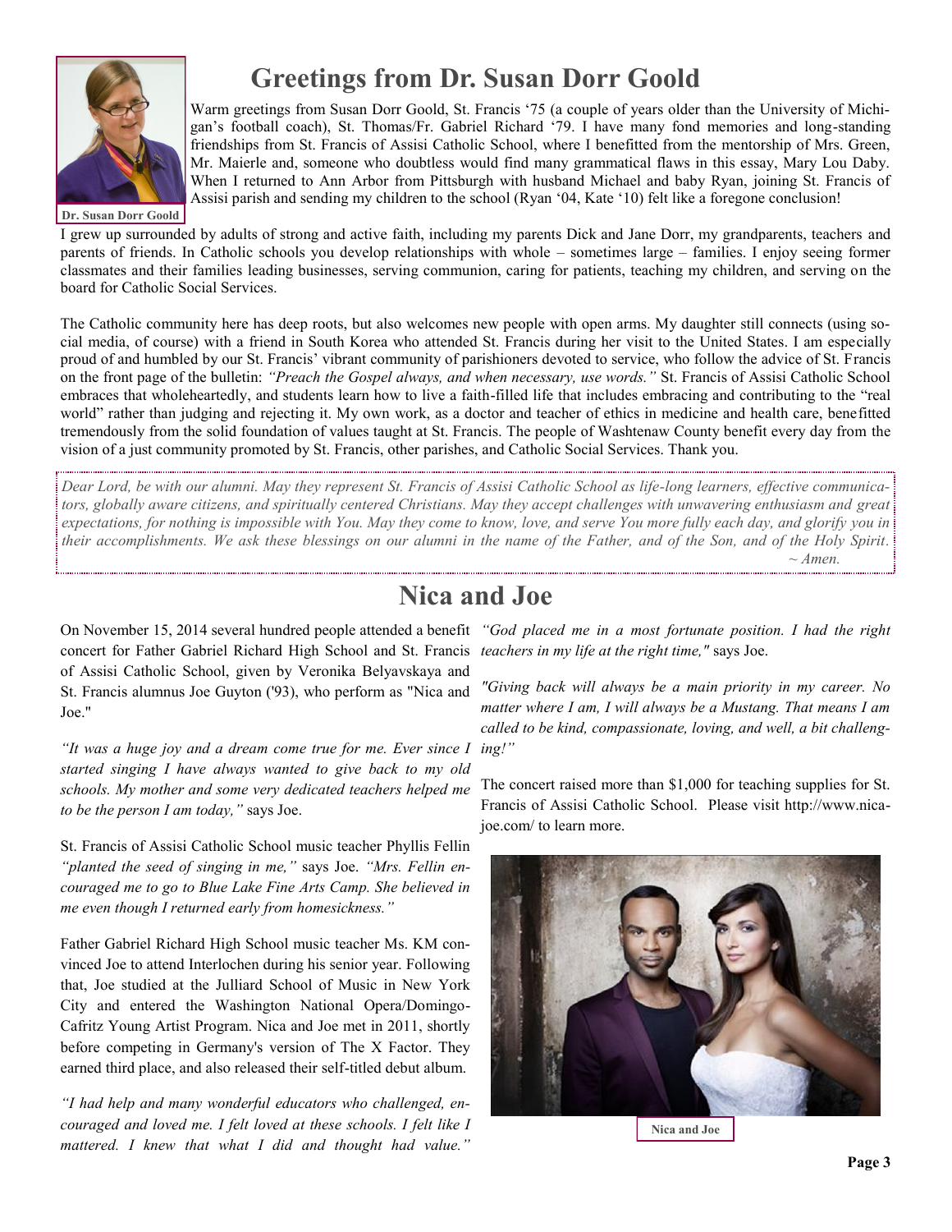# Greetings from Dr. Susan Dorr Goold

Dr. Susan Dorr Goold

Warm greetings from Susan Dorr Goold, St. Francis '75 (a couple of years older than the University of Michigan's football coach), St. Thomas/Fr. Gabriel Richard '79. I have many fond memories and long-standing friendships from St. Francis of Assisi Catholic School, where I benefitted from the mentorship of Mrs. Green, Mr. Maierle and, someone who doubtless would find many grammatical flaws in this essay, Mary Lou Daby. When I returned to Ann Arbor from Pittsburgh with husband Michael and baby Ryan, joining St. Francis of Assisi parish and sending my children to the school (Ryan '04, Kate '10) felt like a foregone conclusion!

I grew up surrounded by adults of strong and active faith, including my parents Dick and Jane Dorr, my grandparents, teachers and parents of friends. In Catholic schools you develop relationships with whole – sometimes large – families. I enjoy seeing former classmates and their families leading businesses, serving communion, caring for patients, teaching my children, and serving on the board for Catholic Social Services.

The Catholic community here has deep roots, but also welcomes new people with open arms. My daughter still connects (using social media, of course) with a friend in South Korea who attended St. Francis during her visit to the United States. I am especially proud of and humbled by our St. Francis' vibrant community of parishioners devoted to service, who follow the advice of St. Francis on the front page of the bulletin: *"Preach the Gospel always, and when necessary, use words."* St. Francis of Assisi Catholic School embraces that wholeheartedly, and students learn how to live a faith-filled life that includes embracing and contributing to the "real world" rather than judging and rejecting it. My own work, as a doctor and teacher of ethics in medicine and health care, benefitted tremendously from the solid foundation of values taught at St. Francis. The people of Washtenaw County benefit every day from the vision of a just community promoted by St. Francis, other parishes, and Catholic Social Services. Thank you.

*Dear Lord, be with our alumni. May they represent St. Francis of Assisi Catholic School as life-long learners, effective communicators, globally aware citizens, and spiritually centered Christians. May they accept challenges with unwavering enthusiasm and great expectations, for nothing is impossible with You. May they come to know, love, and serve You more fully each day, and glorify you in their accomplishments. We ask these blessings on our alumni in the name of the Father, and of the Son, and of the Holy Spirit. ~ Amen.*

# Nica and Joe

On November 15, 2014 several hundred people attended a benefit concert for Father Gabriel Richard High School and St. Francis of Assisi Catholic School, given by Veronika Belyavskaya and St. Francis alumnus Joe Guyton ('93), who perform as "Nica and Joe."

*"It was a huge joy and a dream come true for me. Ever since I started singing I have always wanted to give back to my old schools. My mother and some very dedicated teachers helped me to be the person I am today,"* says Joe.

St. Francis of Assisi Catholic School music teacher Phyllis Fellin *"planted the seed of singing in me,"* says Joe. *"Mrs. Fellin encouraged me to go to Blue Lake Fine Arts Camp. She believed in me even though I returned early from homesickness."*

Father Gabriel Richard High School music teacher Ms. KM convinced Joe to attend Interlochen during his senior year. Following that, Joe studied at the Julliard School of Music in New York City and entered the Washington National Opera/Domingo-Cafritz Young Artist Program. Nica and Joe met in 2011, shortly before competing in Germany's version of The X Factor. They earned third place, and also released their self-titled debut album.

*"I had help and many wonderful educators who challenged, encouraged and loved me. I felt loved at these schools. I felt like I mattered. I knew that what I did and thought had value." "God placed me in a most fortunate position. I had the right teachers in my life at the right time,"* says Joe.

*"Giving back will always be a main priority in my career. No matter where I am, I will always be a Mustang. That means I am called to be kind, compassionate, loving, and well, a bit challenging!"*

The concert raised more than $1,000 for teaching supplies for St. Francis of Assisi Catholic School. Please visit http://www.nica-joe.com/ to learn more.

Nica and Joe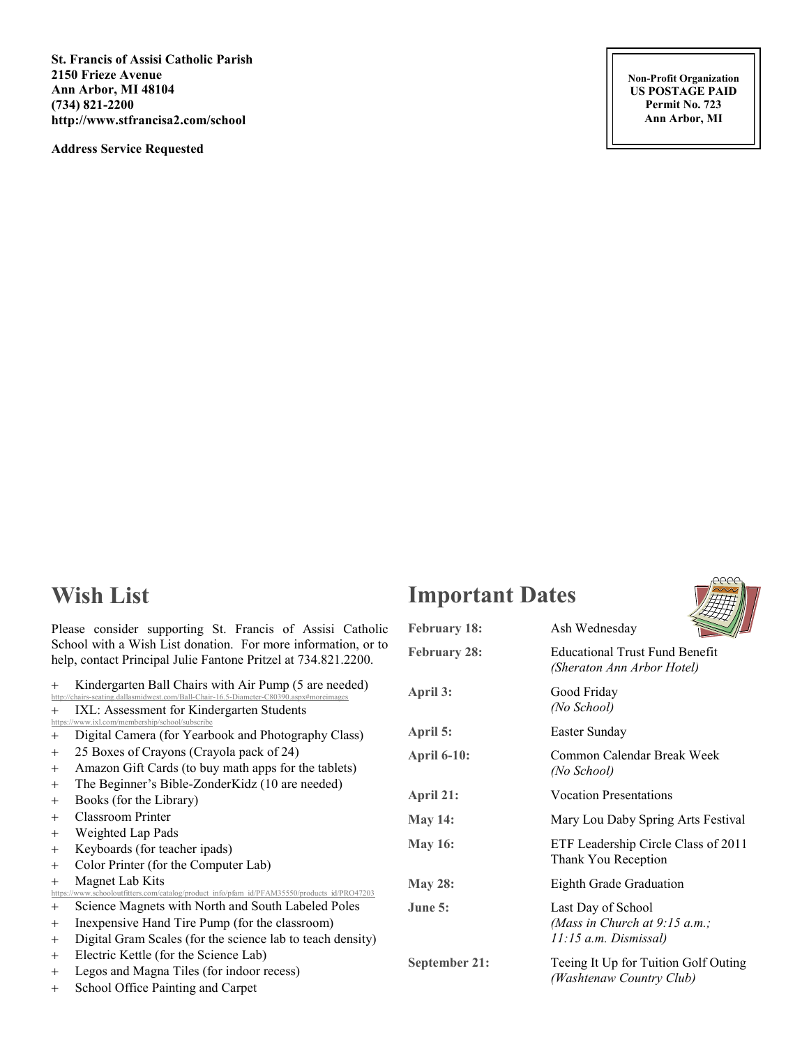**St. Francis of Assisi Catholic Parish**
**2150 Frieze Avenue**
**Ann Arbor, MI 48104**
**(734) 821-2200**
**http://www.stfrancisa2.com/school**

**Address Service Requested**

**Non-Profit Organization**
**US POSTAGE PAID**
**Permit No. 723**
**Ann Arbor, MI**

# Wish List

Please consider supporting St. Francis of Assisi Catholic School with a Wish List donation. For more information, or to help, contact Principal Julie Fantone Pritzel at 734.821.2200.

+ Kindergarten Ball Chairs with Air Pump (5 are needed)
  http://chairs-seating.dallasmidwest.com/Ball-Chair-16.5-Diameter-C80390.aspx#moreimages
+ IXL: Assessment for Kindergarten Students
  https://www.ixl.com/membership/school/subscribe
+ Digital Camera (for Yearbook and Photography Class)
+ 25 Boxes of Crayons (Crayola pack of 24)
+ Amazon Gift Cards (to buy math apps for the tablets)
+ The Beginner's Bible-ZonderKidz (10 are needed)
+ Books (for the Library)
+ Classroom Printer
+ Weighted Lap Pads
+ Keyboards (for teacher ipads)
+ Color Printer (for the Computer Lab)
+ Magnet Lab Kits
  https://www.schooloutfitters.com/catalog/product_info/pfam_id/PFAM35550/products_id/PRO47203
+ Science Magnets with North and South Labeled Poles
+ Inexpensive Hand Tire Pump (for the classroom)
+ Digital Gram Scales (for the science lab to teach density)
+ Electric Kettle (for the Science Lab)
+ Legos and Magna Tiles (for indoor recess)
+ School Office Painting and Carpet

# Important Dates

| | |
|---|---|
| **February 18:** | Ash Wednesday |
| **February 28:** | Educational Trust Fund Benefit *(Sheraton Ann Arbor Hotel)* |
| **April 3:** | Good Friday *(No School)* |
| **April 5:** | Easter Sunday |
| **April 6-10:** | Common Calendar Break Week *(No School)* |
| **April 21:** | Vocation Presentations |
| **May 14:** | Mary Lou Daby Spring Arts Festival |
| **May 16:** | ETF Leadership Circle Class of 2011 Thank You Reception |
| **May 28:** | Eighth Grade Graduation |
| **June 5:** | Last Day of School *(Mass in Church at 9:15 a.m.; 11:15 a.m. Dismissal)* |
| **September 21:** | Teeing It Up for Tuition Golf Outing *(Washtenaw Country Club)* |